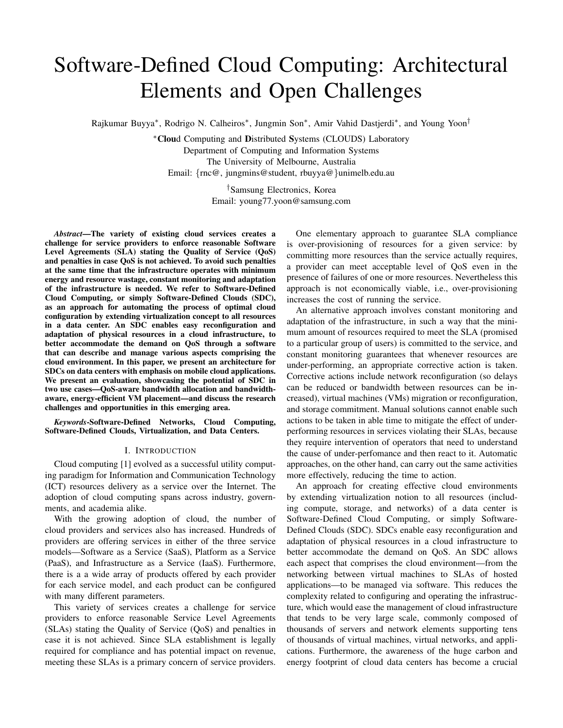# Software-Defined Cloud Computing: Architectural Elements and Open Challenges

Rajkumar Buyya*, Rodrigo N. Calheiros*, Jungmin Son*, Amir Vahid Dastjerdi*, and Young Yoon†

*Cloud Computing and Distributed Systems (CLOUDS) Laboratory
Department of Computing and Information Systems
The University of Melbourne, Australia
Email: {rnc@, jungmins@student, rbuyya@}unimelb.edu.au

†Samsung Electronics, Korea
Email: young77.yoon@samsung.com

***Abstract*—The variety of existing cloud services creates a challenge for service providers to enforce reasonable Software Level Agreements (SLA) stating the Quality of Service (QoS) and penalties in case QoS is not achieved. To avoid such penalties at the same time that the infrastructure operates with minimum energy and resource wastage, constant monitoring and adaptation of the infrastructure is needed. We refer to Software-Defined Cloud Computing, or simply Software-Defined Clouds (SDC), as an approach for automating the process of optimal cloud configuration by extending virtualization concept to all resources in a data center. An SDC enables easy reconfiguration and adaptation of physical resources in a cloud infrastructure, to better accommodate the demand on QoS through a software that can describe and manage various aspects comprising the cloud environment. In this paper, we present an architecture for SDCs on data centers with emphasis on mobile cloud applications. We present an evaluation, showcasing the potential of SDC in two use cases—QoS-aware bandwidth allocation and bandwidth-aware, energy-efficient VM placement—and discuss the research challenges and opportunities in this emerging area.**

***Keywords*-Software-Defined Networks, Cloud Computing, Software-Defined Clouds, Virtualization, and Data Centers.**

## I. Introduction

Cloud computing [1] evolved as a successful utility computing paradigm for Information and Communication Technology (ICT) resources delivery as a service over the Internet. The adoption of cloud computing spans across industry, governments, and academia alike.

With the growing adoption of cloud, the number of cloud providers and services also has increased. Hundreds of providers are offering services in either of the three service models—Software as a Service (SaaS), Platform as a Service (PaaS), and Infrastructure as a Service (IaaS). Furthermore, there is a a wide array of products offered by each provider for each service model, and each product can be configured with many different parameters.

This variety of services creates a challenge for service providers to enforce reasonable Service Level Agreements (SLAs) stating the Quality of Service (QoS) and penalties in case it is not achieved. Since SLA establishment is legally required for compliance and has potential impact on revenue, meeting these SLAs is a primary concern of service providers.

One elementary approach to guarantee SLA compliance is over-provisioning of resources for a given service: by committing more resources than the service actually requires, a provider can meet acceptable level of QoS even in the presence of failures of one or more resources. Nevertheless this approach is not economically viable, i.e., over-provisioning increases the cost of running the service.

An alternative approach involves constant monitoring and adaptation of the infrastructure, in such a way that the minimum amount of resources required to meet the SLA (promised to a particular group of users) is committed to the service, and constant monitoring guarantees that whenever resources are under-performing, an appropriate corrective action is taken. Corrective actions include network reconfiguration (so delays can be reduced or bandwidth between resources can be increased), virtual machines (VMs) migration or reconfiguration, and storage commitment. Manual solutions cannot enable such actions to be taken in able time to mitigate the effect of under-performing resources in services violating their SLAs, because they require intervention of operators that need to understand the cause of under-perfomance and then react to it. Automatic approaches, on the other hand, can carry out the same activities more effectively, reducing the time to action.

An approach for creating effective cloud environments by extending virtualization notion to all resources (including compute, storage, and networks) of a data center is Software-Defined Cloud Computing, or simply Software-Defined Clouds (SDC). SDCs enable easy reconfiguration and adaptation of physical resources in a cloud infrastructure to better accommodate the demand on QoS. An SDC allows each aspect that comprises the cloud environment—from the networking between virtual machines to SLAs of hosted applications—to be managed via software. This reduces the complexity related to configuring and operating the infrastructure, which would ease the management of cloud infrastructure that tends to be very large scale, commonly composed of thousands of servers and network elements supporting tens of thousands of virtual machines, virtual networks, and applications. Furthermore, the awareness of the huge carbon and energy footprint of cloud data centers has become a crucial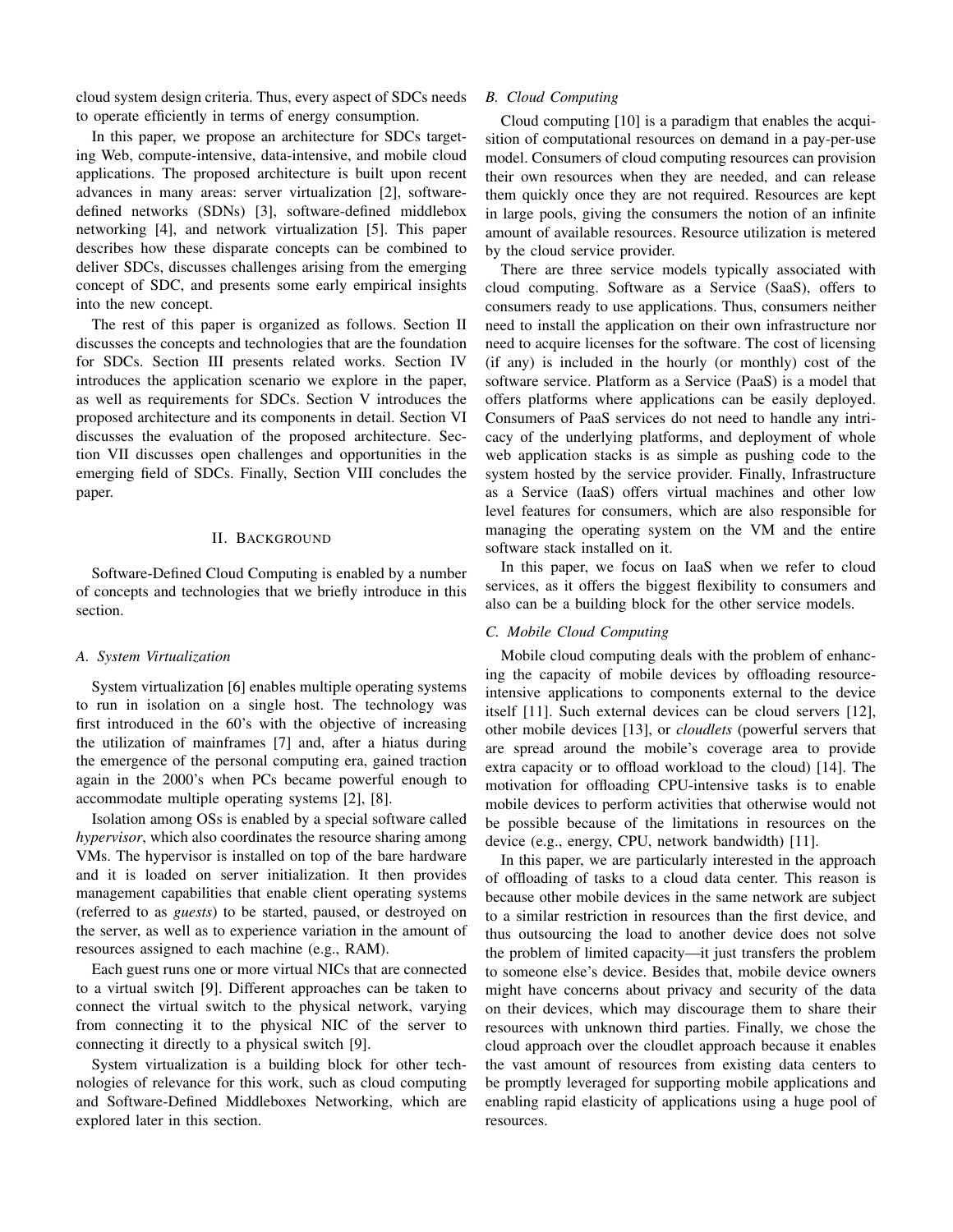cloud system design criteria. Thus, every aspect of SDCs needs to operate efficiently in terms of energy consumption.

In this paper, we propose an architecture for SDCs targeting Web, compute-intensive, data-intensive, and mobile cloud applications. The proposed architecture is built upon recent advances in many areas: server virtualization [2], software-defined networks (SDNs) [3], software-defined middlebox networking [4], and network virtualization [5]. This paper describes how these disparate concepts can be combined to deliver SDCs, discusses challenges arising from the emerging concept of SDC, and presents some early empirical insights into the new concept.

The rest of this paper is organized as follows. Section II discusses the concepts and technologies that are the foundation for SDCs. Section III presents related works. Section IV introduces the application scenario we explore in the paper, as well as requirements for SDCs. Section V introduces the proposed architecture and its components in detail. Section VI discusses the evaluation of the proposed architecture. Section VII discusses open challenges and opportunities in the emerging field of SDCs. Finally, Section VIII concludes the paper.

## II. Background

Software-Defined Cloud Computing is enabled by a number of concepts and technologies that we briefly introduce in this section.

### A. System Virtualization

System virtualization [6] enables multiple operating systems to run in isolation on a single host. The technology was first introduced in the 60's with the objective of increasing the utilization of mainframes [7] and, after a hiatus during the emergence of the personal computing era, gained traction again in the 2000's when PCs became powerful enough to accommodate multiple operating systems [2], [8].

Isolation among OSs is enabled by a special software called *hypervisor*, which also coordinates the resource sharing among VMs. The hypervisor is installed on top of the bare hardware and it is loaded on server initialization. It then provides management capabilities that enable client operating systems (referred to as *guests*) to be started, paused, or destroyed on the server, as well as to experience variation in the amount of resources assigned to each machine (e.g., RAM).

Each guest runs one or more virtual NICs that are connected to a virtual switch [9]. Different approaches can be taken to connect the virtual switch to the physical network, varying from connecting it to the physical NIC of the server to connecting it directly to a physical switch [9].

System virtualization is a building block for other technologies of relevance for this work, such as cloud computing and Software-Defined Middleboxes Networking, which are explored later in this section.

### B. Cloud Computing

Cloud computing [10] is a paradigm that enables the acquisition of computational resources on demand in a pay-per-use model. Consumers of cloud computing resources can provision their own resources when they are needed, and can release them quickly once they are not required. Resources are kept in large pools, giving the consumers the notion of an infinite amount of available resources. Resource utilization is metered by the cloud service provider.

There are three service models typically associated with cloud computing. Software as a Service (SaaS), offers to consumers ready to use applications. Thus, consumers neither need to install the application on their own infrastructure nor need to acquire licenses for the software. The cost of licensing (if any) is included in the hourly (or monthly) cost of the software service. Platform as a Service (PaaS) is a model that offers platforms where applications can be easily deployed. Consumers of PaaS services do not need to handle any intricacy of the underlying platforms, and deployment of whole web application stacks is as simple as pushing code to the system hosted by the service provider. Finally, Infrastructure as a Service (IaaS) offers virtual machines and other low level features for consumers, which are also responsible for managing the operating system on the VM and the entire software stack installed on it.

In this paper, we focus on IaaS when we refer to cloud services, as it offers the biggest flexibility to consumers and also can be a building block for the other service models.

### C. Mobile Cloud Computing

Mobile cloud computing deals with the problem of enhancing the capacity of mobile devices by offloading resource-intensive applications to components external to the device itself [11]. Such external devices can be cloud servers [12], other mobile devices [13], or *cloudlets* (powerful servers that are spread around the mobile's coverage area to provide extra capacity or to offload workload to the cloud) [14]. The motivation for offloading CPU-intensive tasks is to enable mobile devices to perform activities that otherwise would not be possible because of the limitations in resources on the device (e.g., energy, CPU, network bandwidth) [11].

In this paper, we are particularly interested in the approach of offloading of tasks to a cloud data center. This reason is because other mobile devices in the same network are subject to a similar restriction in resources than the first device, and thus outsourcing the load to another device does not solve the problem of limited capacity—it just transfers the problem to someone else's device. Besides that, mobile device owners might have concerns about privacy and security of the data on their devices, which may discourage them to share their resources with unknown third parties. Finally, we chose the cloud approach over the cloudlet approach because it enables the vast amount of resources from existing data centers to be promptly leveraged for supporting mobile applications and enabling rapid elasticity of applications using a huge pool of resources.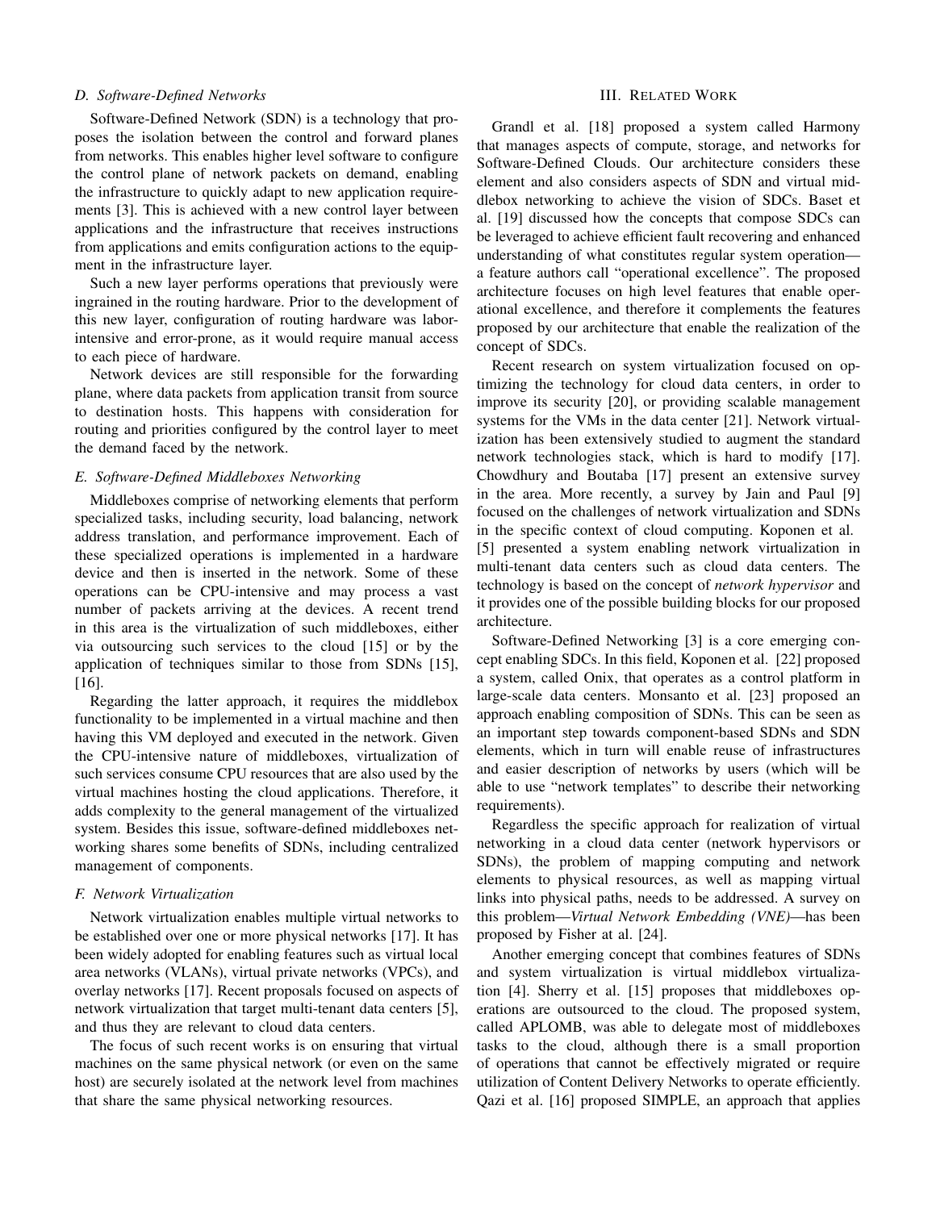### D. Software-Defined Networks

Software-Defined Network (SDN) is a technology that proposes the isolation between the control and forward planes from networks. This enables higher level software to configure the control plane of network packets on demand, enabling the infrastructure to quickly adapt to new application requirements [3]. This is achieved with a new control layer between applications and the infrastructure that receives instructions from applications and emits configuration actions to the equipment in the infrastructure layer.

Such a new layer performs operations that previously were ingrained in the routing hardware. Prior to the development of this new layer, configuration of routing hardware was labor-intensive and error-prone, as it would require manual access to each piece of hardware.

Network devices are still responsible for the forwarding plane, where data packets from application transit from source to destination hosts. This happens with consideration for routing and priorities configured by the control layer to meet the demand faced by the network.

### E. Software-Defined Middleboxes Networking

Middleboxes comprise of networking elements that perform specialized tasks, including security, load balancing, network address translation, and performance improvement. Each of these specialized operations is implemented in a hardware device and then is inserted in the network. Some of these operations can be CPU-intensive and may process a vast number of packets arriving at the devices. A recent trend in this area is the virtualization of such middleboxes, either via outsourcing such services to the cloud [15] or by the application of techniques similar to those from SDNs [15], [16].

Regarding the latter approach, it requires the middlebox functionality to be implemented in a virtual machine and then having this VM deployed and executed in the network. Given the CPU-intensive nature of middleboxes, virtualization of such services consume CPU resources that are also used by the virtual machines hosting the cloud applications. Therefore, it adds complexity to the general management of the virtualized system. Besides this issue, software-defined middleboxes networking shares some benefits of SDNs, including centralized management of components.

### F. Network Virtualization

Network virtualization enables multiple virtual networks to be established over one or more physical networks [17]. It has been widely adopted for enabling features such as virtual local area networks (VLANs), virtual private networks (VPCs), and overlay networks [17]. Recent proposals focused on aspects of network virtualization that target multi-tenant data centers [5], and thus they are relevant to cloud data centers.

The focus of such recent works is on ensuring that virtual machines on the same physical network (or even on the same host) are securely isolated at the network level from machines that share the same physical networking resources.

## III. Related Work

Grandl et al. [18] proposed a system called Harmony that manages aspects of compute, storage, and networks for Software-Defined Clouds. Our architecture considers these element and also considers aspects of SDN and virtual middlebox networking to achieve the vision of SDCs. Baset et al. [19] discussed how the concepts that compose SDCs can be leveraged to achieve efficient fault recovering and enhanced understanding of what constitutes regular system operation—a feature authors call "operational excellence". The proposed architecture focuses on high level features that enable operational excellence, and therefore it complements the features proposed by our architecture that enable the realization of the concept of SDCs.

Recent research on system virtualization focused on optimizing the technology for cloud data centers, in order to improve its security [20], or providing scalable management systems for the VMs in the data center [21]. Network virtualization has been extensively studied to augment the standard network technologies stack, which is hard to modify [17]. Chowdhury and Boutaba [17] present an extensive survey in the area. More recently, a survey by Jain and Paul [9] focused on the challenges of network virtualization and SDNs in the specific context of cloud computing. Koponen et al. [5] presented a system enabling network virtualization in multi-tenant data centers such as cloud data centers. The technology is based on the concept of *network hypervisor* and it provides one of the possible building blocks for our proposed architecture.

Software-Defined Networking [3] is a core emerging concept enabling SDCs. In this field, Koponen et al. [22] proposed a system, called Onix, that operates as a control platform in large-scale data centers. Monsanto et al. [23] proposed an approach enabling composition of SDNs. This can be seen as an important step towards component-based SDNs and SDN elements, which in turn will enable reuse of infrastructures and easier description of networks by users (which will be able to use "network templates" to describe their networking requirements).

Regardless the specific approach for realization of virtual networking in a cloud data center (network hypervisors or SDNs), the problem of mapping computing and network elements to physical resources, as well as mapping virtual links into physical paths, needs to be addressed. A survey on this problem—*Virtual Network Embedding (VNE)*—has been proposed by Fisher at al. [24].

Another emerging concept that combines features of SDNs and system virtualization is virtual middlebox virtualization [4]. Sherry et al. [15] proposes that middleboxes operations are outsourced to the cloud. The proposed system, called APLOMB, was able to delegate most of middleboxes tasks to the cloud, although there is a small proportion of operations that cannot be effectively migrated or require utilization of Content Delivery Networks to operate efficiently. Qazi et al. [16] proposed SIMPLE, an approach that applies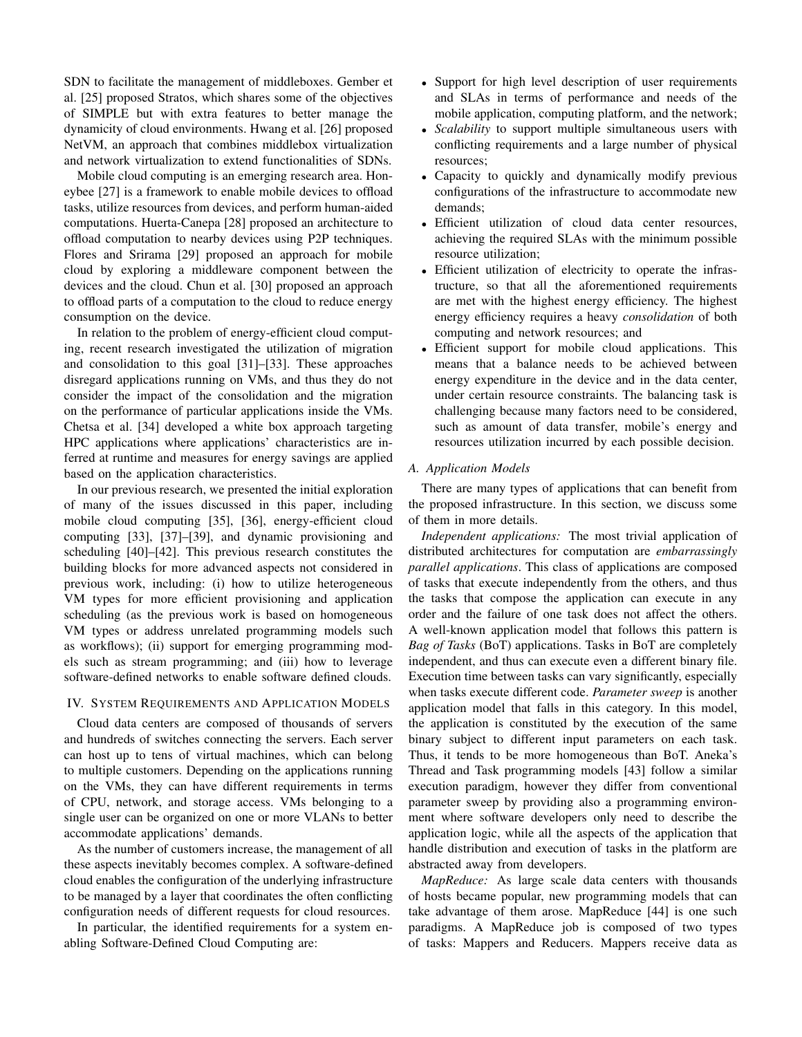SDN to facilitate the management of middleboxes. Gember et al. [25] proposed Stratos, which shares some of the objectives of SIMPLE but with extra features to better manage the dynamicity of cloud environments. Hwang et al. [26] proposed NetVM, an approach that combines middlebox virtualization and network virtualization to extend functionalities of SDNs.

Mobile cloud computing is an emerging research area. Honeybee [27] is a framework to enable mobile devices to offload tasks, utilize resources from devices, and perform human-aided computations. Huerta-Canepa [28] proposed an architecture to offload computation to nearby devices using P2P techniques. Flores and Srirama [29] proposed an approach for mobile cloud by exploring a middleware component between the devices and the cloud. Chun et al. [30] proposed an approach to offload parts of a computation to the cloud to reduce energy consumption on the device.

In relation to the problem of energy-efficient cloud computing, recent research investigated the utilization of migration and consolidation to this goal [31]–[33]. These approaches disregard applications running on VMs, and thus they do not consider the impact of the consolidation and the migration on the performance of particular applications inside the VMs. Chetsa et al. [34] developed a white box approach targeting HPC applications where applications' characteristics are inferred at runtime and measures for energy savings are applied based on the application characteristics.

In our previous research, we presented the initial exploration of many of the issues discussed in this paper, including mobile cloud computing [35], [36], energy-efficient cloud computing [33], [37]–[39], and dynamic provisioning and scheduling [40]–[42]. This previous research constitutes the building blocks for more advanced aspects not considered in previous work, including: (i) how to utilize heterogeneous VM types for more efficient provisioning and application scheduling (as the previous work is based on homogeneous VM types or address unrelated programming models such as workflows); (ii) support for emerging programming models such as stream programming; and (iii) how to leverage software-defined networks to enable software defined clouds.

## IV. System Requirements and Application Models

Cloud data centers are composed of thousands of servers and hundreds of switches connecting the servers. Each server can host up to tens of virtual machines, which can belong to multiple customers. Depending on the applications running on the VMs, they can have different requirements in terms of CPU, network, and storage access. VMs belonging to a single user can be organized on one or more VLANs to better accommodate applications' demands.

As the number of customers increase, the management of all these aspects inevitably becomes complex. A software-defined cloud enables the configuration of the underlying infrastructure to be managed by a layer that coordinates the often conflicting configuration needs of different requests for cloud resources.

In particular, the identified requirements for a system enabling Software-Defined Cloud Computing are:

- Support for high level description of user requirements and SLAs in terms of performance and needs of the mobile application, computing platform, and the network;
- *Scalability* to support multiple simultaneous users with conflicting requirements and a large number of physical resources;
- Capacity to quickly and dynamically modify previous configurations of the infrastructure to accommodate new demands;
- Efficient utilization of cloud data center resources, achieving the required SLAs with the minimum possible resource utilization;
- Efficient utilization of electricity to operate the infrastructure, so that all the aforementioned requirements are met with the highest energy efficiency. The highest energy efficiency requires a heavy *consolidation* of both computing and network resources; and
- Efficient support for mobile cloud applications. This means that a balance needs to be achieved between energy expenditure in the device and in the data center, under certain resource constraints. The balancing task is challenging because many factors need to be considered, such as amount of data transfer, mobile's energy and resources utilization incurred by each possible decision.

### A. Application Models

There are many types of applications that can benefit from the proposed infrastructure. In this section, we discuss some of them in more details.

*Independent applications:* The most trivial application of distributed architectures for computation are *embarrassingly parallel applications*. This class of applications are composed of tasks that execute independently from the others, and thus the tasks that compose the application can execute in any order and the failure of one task does not affect the others. A well-known application model that follows this pattern is *Bag of Tasks* (BoT) applications. Tasks in BoT are completely independent, and thus can execute even a different binary file. Execution time between tasks can vary significantly, especially when tasks execute different code. *Parameter sweep* is another application model that falls in this category. In this model, the application is constituted by the execution of the same binary subject to different input parameters on each task. Thus, it tends to be more homogeneous than BoT. Aneka's Thread and Task programming models [43] follow a similar execution paradigm, however they differ from conventional parameter sweep by providing also a programming environment where software developers only need to describe the application logic, while all the aspects of the application that handle distribution and execution of tasks in the platform are abstracted away from developers.

*MapReduce:* As large scale data centers with thousands of hosts became popular, new programming models that can take advantage of them arose. MapReduce [44] is one such paradigms. A MapReduce job is composed of two types of tasks: Mappers and Reducers. Mappers receive data as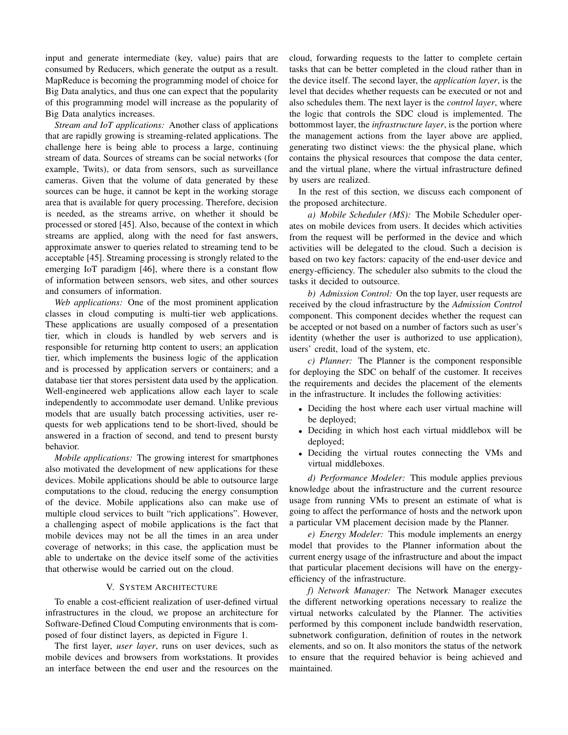input and generate intermediate (key, value) pairs that are consumed by Reducers, which generate the output as a result. MapReduce is becoming the programming model of choice for Big Data analytics, and thus one can expect that the popularity of this programming model will increase as the popularity of Big Data analytics increases.

*Stream and IoT applications:* Another class of applications that are rapidly growing is streaming-related applications. The challenge here is being able to process a large, continuing stream of data. Sources of streams can be social networks (for example, Twits), or data from sensors, such as surveillance cameras. Given that the volume of data generated by these sources can be huge, it cannot be kept in the working storage area that is available for query processing. Therefore, decision is needed, as the streams arrive, on whether it should be processed or stored [45]. Also, because of the context in which streams are applied, along with the need for fast answers, approximate answer to queries related to streaming tend to be acceptable [45]. Streaming processing is strongly related to the emerging IoT paradigm [46], where there is a constant flow of information between sensors, web sites, and other sources and consumers of information.

*Web applications:* One of the most prominent application classes in cloud computing is multi-tier web applications. These applications are usually composed of a presentation tier, which in clouds is handled by web servers and is responsible for returning http content to users; an application tier, which implements the business logic of the application and is processed by application servers or containers; and a database tier that stores persistent data used by the application. Well-engineered web applications allow each layer to scale independently to accommodate user demand. Unlike previous models that are usually batch processing activities, user requests for web applications tend to be short-lived, should be answered in a fraction of second, and tend to present bursty behavior.

*Mobile applications:* The growing interest for smartphones also motivated the development of new applications for these devices. Mobile applications should be able to outsource large computations to the cloud, reducing the energy consumption of the device. Mobile applications also can make use of multiple cloud services to built "rich applications". However, a challenging aspect of mobile applications is the fact that mobile devices may not be all the times in an area under coverage of networks; in this case, the application must be able to undertake on the device itself some of the activities that otherwise would be carried out on the cloud.

## V. System Architecture

To enable a cost-efficient realization of user-defined virtual infrastructures in the cloud, we propose an architecture for Software-Defined Cloud Computing environments that is composed of four distinct layers, as depicted in Figure 1.

The first layer, *user layer*, runs on user devices, such as mobile devices and browsers from workstations. It provides an interface between the end user and the resources on the cloud, forwarding requests to the latter to complete certain tasks that can be better completed in the cloud rather than in the device itself. The second layer, the *application layer*, is the level that decides whether requests can be executed or not and also schedules them. The next layer is the *control layer*, where the logic that controls the SDC cloud is implemented. The bottommost layer, the *infrastructure layer*, is the portion where the management actions from the layer above are applied, generating two distinct views: the the physical plane, which contains the physical resources that compose the data center, and the virtual plane, where the virtual infrastructure defined by users are realized.

In the rest of this section, we discuss each component of the proposed architecture.

*a) Mobile Scheduler (MS):* The Mobile Scheduler operates on mobile devices from users. It decides which activities from the request will be performed in the device and which activities will be delegated to the cloud. Such a decision is based on two key factors: capacity of the end-user device and energy-efficiency. The scheduler also submits to the cloud the tasks it decided to outsource.

*b) Admission Control:* On the top layer, user requests are received by the cloud infrastructure by the *Admission Control* component. This component decides whether the request can be accepted or not based on a number of factors such as user's identity (whether the user is authorized to use application), users' credit, load of the system, etc.

*c) Planner:* The Planner is the component responsible for deploying the SDC on behalf of the customer. It receives the requirements and decides the placement of the elements in the infrastructure. It includes the following activities:

- Deciding the host where each user virtual machine will be deployed;
- Deciding in which host each virtual middlebox will be deployed;
- Deciding the virtual routes connecting the VMs and virtual middleboxes.

*d) Performance Modeler:* This module applies previous knowledge about the infrastructure and the current resource usage from running VMs to present an estimate of what is going to affect the performance of hosts and the network upon a particular VM placement decision made by the Planner.

*e) Energy Modeler:* This module implements an energy model that provides to the Planner information about the current energy usage of the infrastructure and about the impact that particular placement decisions will have on the energy-efficiency of the infrastructure.

*f) Network Manager:* The Network Manager executes the different networking operations necessary to realize the virtual networks calculated by the Planner. The activities performed by this component include bandwidth reservation, subnetwork configuration, definition of routes in the network elements, and so on. It also monitors the status of the network to ensure that the required behavior is being achieved and maintained.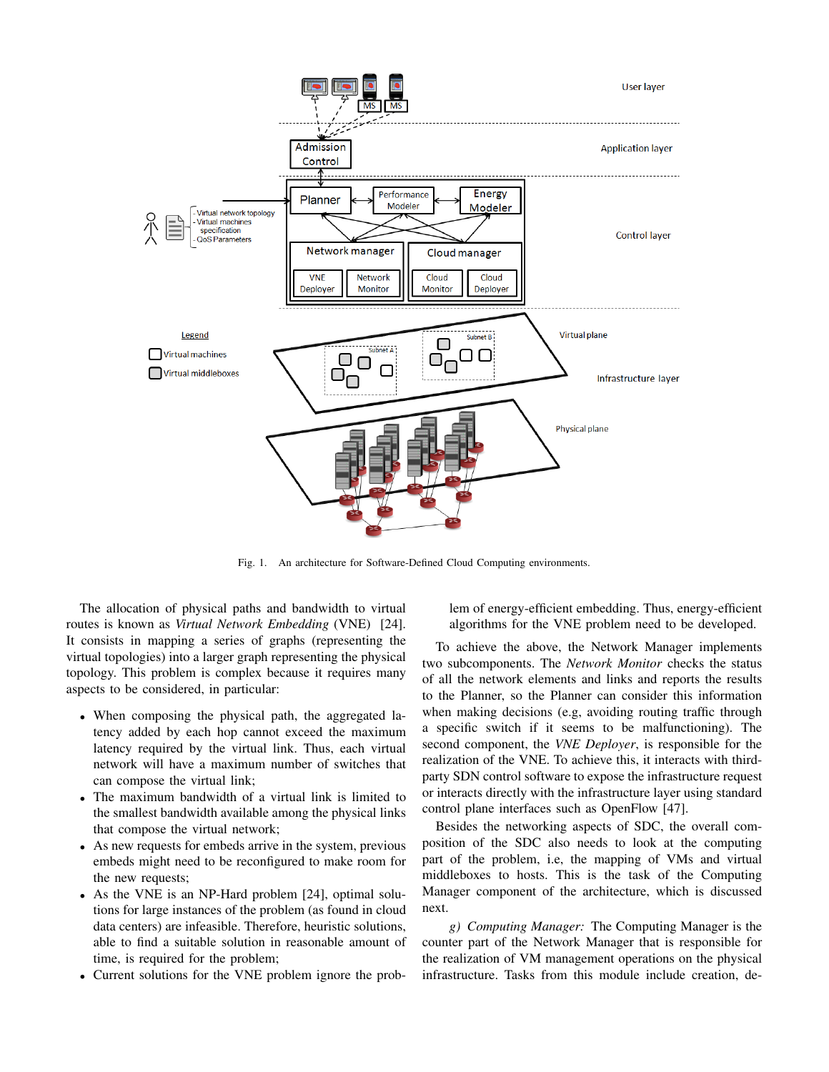Fig. 1. An architecture for Software-Defined Cloud Computing environments.

The allocation of physical paths and bandwidth to virtual routes is known as *Virtual Network Embedding* (VNE) [24]. It consists in mapping a series of graphs (representing the virtual topologies) into a larger graph representing the physical topology. This problem is complex because it requires many aspects to be considered, in particular:

- When composing the physical path, the aggregated latency added by each hop cannot exceed the maximum latency required by the virtual link. Thus, each virtual network will have a maximum number of switches that can compose the virtual link;
- The maximum bandwidth of a virtual link is limited to the smallest bandwidth available among the physical links that compose the virtual network;
- As new requests for embeds arrive in the system, previous embeds might need to be reconfigured to make room for the new requests;
- As the VNE is an NP-Hard problem [24], optimal solutions for large instances of the problem (as found in cloud data centers) are infeasible. Therefore, heuristic solutions, able to find a suitable solution in reasonable amount of time, is required for the problem;
- Current solutions for the VNE problem ignore the problem of energy-efficient embedding. Thus, energy-efficient algorithms for the VNE problem need to be developed.

To achieve the above, the Network Manager implements two subcomponents. The *Network Monitor* checks the status of all the network elements and links and reports the results to the Planner, so the Planner can consider this information when making decisions (e.g, avoiding routing traffic through a specific switch if it seems to be malfunctioning). The second component, the *VNE Deployer*, is responsible for the realization of the VNE. To achieve this, it interacts with third-party SDN control software to expose the infrastructure request or interacts directly with the infrastructure layer using standard control plane interfaces such as OpenFlow [47].

Besides the networking aspects of SDC, the overall composition of the SDC also needs to look at the computing part of the problem, i.e, the mapping of VMs and virtual middleboxes to hosts. This is the task of the Computing Manager component of the architecture, which is discussed next.

*g) Computing Manager:* The Computing Manager is the counter part of the Network Manager that is responsible for the realization of VM management operations on the physical infrastructure. Tasks from this module include creation, de-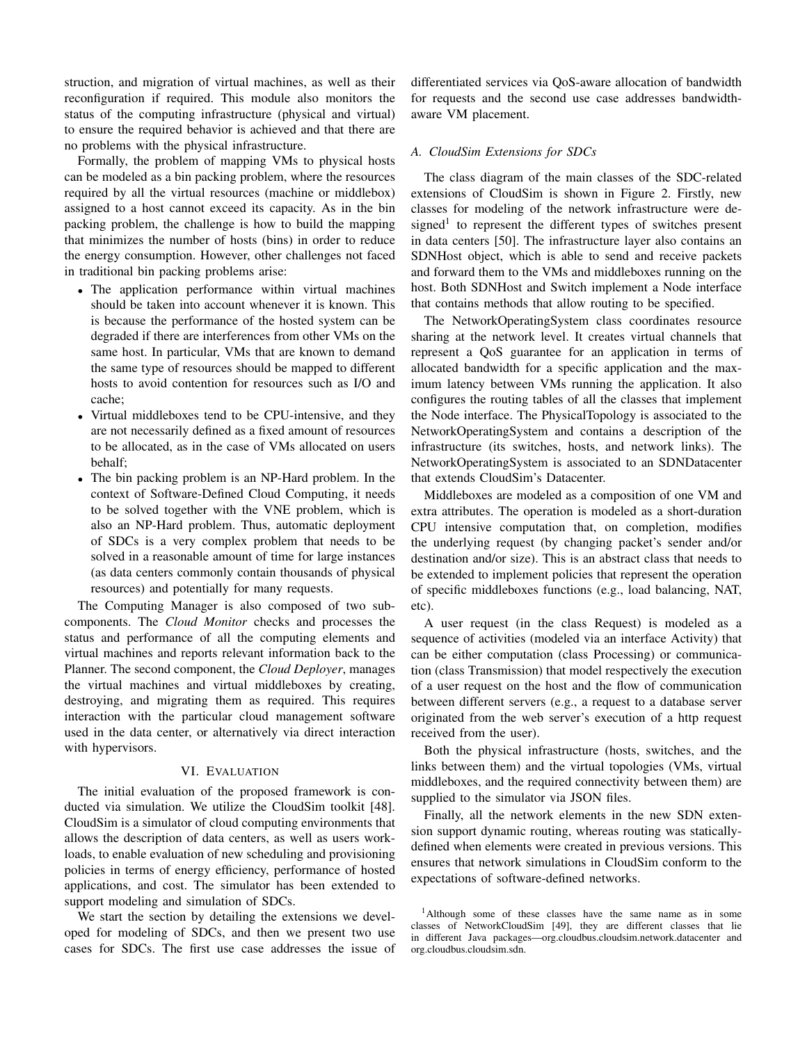struction, and migration of virtual machines, as well as their reconfiguration if required. This module also monitors the status of the computing infrastructure (physical and virtual) to ensure the required behavior is achieved and that there are no problems with the physical infrastructure.

Formally, the problem of mapping VMs to physical hosts can be modeled as a bin packing problem, where the resources required by all the virtual resources (machine or middlebox) assigned to a host cannot exceed its capacity. As in the bin packing problem, the challenge is how to build the mapping that minimizes the number of hosts (bins) in order to reduce the energy consumption. However, other challenges not faced in traditional bin packing problems arise:

- The application performance within virtual machines should be taken into account whenever it is known. This is because the performance of the hosted system can be degraded if there are interferences from other VMs on the same host. In particular, VMs that are known to demand the same type of resources should be mapped to different hosts to avoid contention for resources such as I/O and cache;
- Virtual middleboxes tend to be CPU-intensive, and they are not necessarily defined as a fixed amount of resources to be allocated, as in the case of VMs allocated on users behalf;
- The bin packing problem is an NP-Hard problem. In the context of Software-Defined Cloud Computing, it needs to be solved together with the VNE problem, which is also an NP-Hard problem. Thus, automatic deployment of SDCs is a very complex problem that needs to be solved in a reasonable amount of time for large instances (as data centers commonly contain thousands of physical resources) and potentially for many requests.

The Computing Manager is also composed of two subcomponents. The *Cloud Monitor* checks and processes the status and performance of all the computing elements and virtual machines and reports relevant information back to the Planner. The second component, the *Cloud Deployer*, manages the virtual machines and virtual middleboxes by creating, destroying, and migrating them as required. This requires interaction with the particular cloud management software used in the data center, or alternatively via direct interaction with hypervisors.

## VI. Evaluation

The initial evaluation of the proposed framework is conducted via simulation. We utilize the CloudSim toolkit [48]. CloudSim is a simulator of cloud computing environments that allows the description of data centers, as well as users workloads, to enable evaluation of new scheduling and provisioning policies in terms of energy efficiency, performance of hosted applications, and cost. The simulator has been extended to support modeling and simulation of SDCs.

We start the section by detailing the extensions we developed for modeling of SDCs, and then we present two use cases for SDCs. The first use case addresses the issue of differentiated services via QoS-aware allocation of bandwidth for requests and the second use case addresses bandwidth-aware VM placement.

### A. CloudSim Extensions for SDCs

The class diagram of the main classes of the SDC-related extensions of CloudSim is shown in Figure 2. Firstly, new classes for modeling of the network infrastructure were designed[1] to represent the different types of switches present in data centers [50]. The infrastructure layer also contains an SDNHost object, which is able to send and receive packets and forward them to the VMs and middleboxes running on the host. Both SDNHost and Switch implement a Node interface that contains methods that allow routing to be specified.

The NetworkOperatingSystem class coordinates resource sharing at the network level. It creates virtual channels that represent a QoS guarantee for an application in terms of allocated bandwidth for a specific application and the maximum latency between VMs running the application. It also configures the routing tables of all the classes that implement the Node interface. The PhysicalTopology is associated to the NetworkOperatingSystem and contains a description of the infrastructure (its switches, hosts, and network links). The NetworkOperatingSystem is associated to an SDNDatacenter that extends CloudSim's Datacenter.

Middleboxes are modeled as a composition of one VM and extra attributes. The operation is modeled as a short-duration CPU intensive computation that, on completion, modifies the underlying request (by changing packet's sender and/or destination and/or size). This is an abstract class that needs to be extended to implement policies that represent the operation of specific middleboxes functions (e.g., load balancing, NAT, etc).

A user request (in the class Request) is modeled as a sequence of activities (modeled via an interface Activity) that can be either computation (class Processing) or communication (class Transmission) that model respectively the execution of a user request on the host and the flow of communication between different servers (e.g., a request to a database server originated from the web server's execution of a http request received from the user).

Both the physical infrastructure (hosts, switches, and the links between them) and the virtual topologies (VMs, virtual middleboxes, and the required connectivity between them) are supplied to the simulator via JSON files.

Finally, all the network elements in the new SDN extension support dynamic routing, whereas routing was statically-defined when elements were created in previous versions. This ensures that network simulations in CloudSim conform to the expectations of software-defined networks.

[1] Although some of these classes have the same name as in some classes of NetworkCloudSim [49], they are different classes that lie in different Java packages—org.cloudbus.cloudsim.network.datacenter and org.cloudbus.cloudsim.sdn.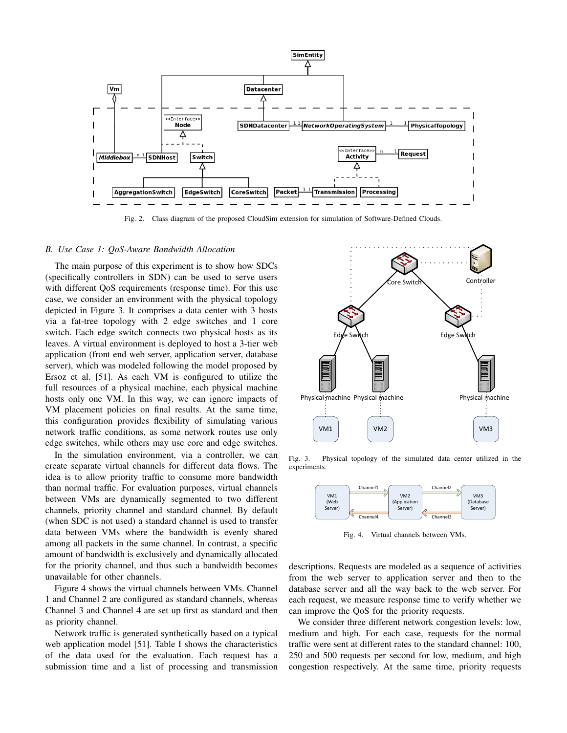Fig. 2. Class diagram of the proposed CloudSim extension for simulation of Software-Defined Clouds.

### B. Use Case 1: QoS-Aware Bandwidth Allocation

The main purpose of this experiment is to show how SDCs (specifically controllers in SDN) can be used to serve users with different QoS requirements (response time). For this use case, we consider an environment with the physical topology depicted in Figure 3. It comprises a data center with 3 hosts via a fat-tree topology with 2 edge switches and 1 core switch. Each edge switch connects two physical hosts as its leaves. A virtual environment is deployed to host a 3-tier web application (front end web server, application server, database server), which was modeled following the model proposed by Ersoz et al. [51]. As each VM is configured to utilize the full resources of a physical machine, each physical machine hosts only one VM. In this way, we can ignore impacts of VM placement policies on final results. At the same time, this configuration provides flexibility of simulating various network traffic conditions, as some network routes use only edge switches, while others may use core and edge switches.

In the simulation environment, via a controller, we can create separate virtual channels for different data flows. The idea is to allow priority traffic to consume more bandwidth than normal traffic. For evaluation purposes, virtual channels between VMs are dynamically segmented to two different channels, priority channel and standard channel. By default (when SDC is not used) a standard channel is used to transfer data between VMs where the bandwidth is evenly shared among all packets in the same channel. In contrast, a specific amount of bandwidth is exclusively and dynamically allocated for the priority channel, and thus such a bandwidth becomes unavailable for other channels.

Figure 4 shows the virtual channels between VMs. Channel 1 and Channel 2 are configured as standard channels, whereas Channel 3 and Channel 4 are set up first as standard and then as priority channel.

Network traffic is generated synthetically based on a typical web application model [51]. Table I shows the characteristics of the data used for the evaluation. Each request has a submission time and a list of processing and transmission descriptions. Requests are modeled as a sequence of activities from the web server to application server and then to the database server and all the way back to the web server. For each request, we measure response time to verify whether we can improve the QoS for the priority requests.

Fig. 3. Physical topology of the simulated data center utilized in the experiments.

Fig. 4. Virtual channels between VMs.

We consider three different network congestion levels: low, medium and high. For each case, requests for the normal traffic were sent at different rates to the standard channel: 100, 250 and 500 requests per second for low, medium, and high congestion respectively. At the same time, priority requests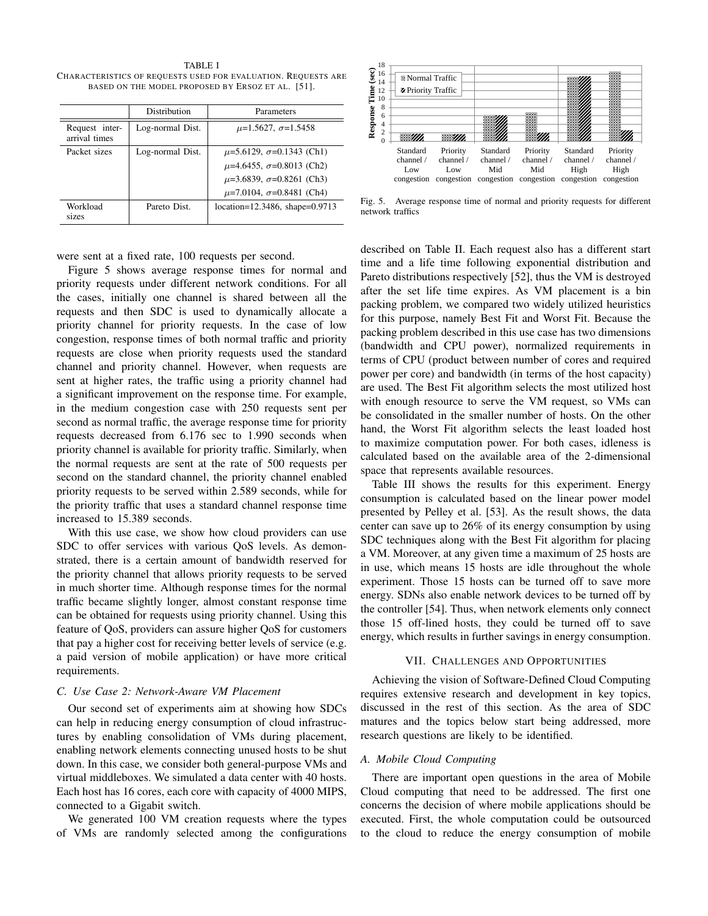TABLE I
CHARACTERISTICS OF REQUESTS USED FOR EVALUATION. REQUESTS ARE BASED ON THE MODEL PROPOSED BY ERSOZ ET AL. [51].

| | Distribution | Parameters |
|---|---|---|
| Request inter-arrival times | Log-normal Dist. | $\mu$=1.5627, $\sigma$=1.5458 |
| Packet sizes | Log-normal Dist. | $\mu$=5.6129, $\sigma$=0.1343 (Ch1)<br>$\mu$=4.6455, $\sigma$=0.8013 (Ch2)<br>$\mu$=3.6839, $\sigma$=0.8261 (Ch3)<br>$\mu$=7.0104, $\sigma$=0.8481 (Ch4) |
| Workload sizes | Pareto Dist. | location=12.3486, shape=0.9713 |

Fig. 5. Average response time of normal and priority requests for different network traffics

were sent at a fixed rate, 100 requests per second.

Figure 5 shows average response times for normal and priority requests under different network conditions. For all the cases, initially one channel is shared between all the requests and then SDC is used to dynamically allocate a priority channel for priority requests. In the case of low congestion, response times of both normal traffic and priority requests are close when priority requests used the standard channel and priority channel. However, when requests are sent at higher rates, the traffic using a priority channel had a significant improvement on the response time. For example, in the medium congestion case with 250 requests sent per second as normal traffic, the average response time for priority requests decreased from 6.176 sec to 1.990 seconds when priority channel is available for priority traffic. Similarly, when the normal requests are sent at the rate of 500 requests per second on the standard channel, the priority channel enabled priority requests to be served within 2.589 seconds, while for the priority traffic that uses a standard channel response time increased to 15.389 seconds.

With this use case, we show how cloud providers can use SDC to offer services with various QoS levels. As demonstrated, there is a certain amount of bandwidth reserved for the priority channel that allows priority requests to be served in much shorter time. Although response times for the normal traffic became slightly longer, almost constant response time can be obtained for requests using priority channel. Using this feature of QoS, providers can assure higher QoS for customers that pay a higher cost for receiving better levels of service (e.g. a paid version of mobile application) or have more critical requirements.

### C. Use Case 2: Network-Aware VM Placement

Our second set of experiments aim at showing how SDCs can help in reducing energy consumption of cloud infrastructures by enabling consolidation of VMs during placement, enabling network elements connecting unused hosts to be shut down. In this case, we consider both general-purpose VMs and virtual middleboxes. We simulated a data center with 40 hosts. Each host has 16 cores, each core with capacity of 4000 MIPS, connected to a Gigabit switch.

We generated 100 VM creation requests where the types of VMs are randomly selected among the configurations described on Table II. Each request also has a different start time and a life time following exponential distribution and Pareto distributions respectively [52], thus the VM is destroyed after the set life time expires. As VM placement is a bin packing problem, we compared two widely utilized heuristics for this purpose, namely Best Fit and Worst Fit. Because the packing problem described in this use case has two dimensions (bandwidth and CPU power), normalized requirements in terms of CPU (product between number of cores and required power per core) and bandwidth (in terms of the host capacity) are used. The Best Fit algorithm selects the most utilized host with enough resource to serve the VM request, so VMs can be consolidated in the smaller number of hosts. On the other hand, the Worst Fit algorithm selects the least loaded host to maximize computation power. For both cases, idleness is calculated based on the available area of the 2-dimensional space that represents available resources.

Table III shows the results for this experiment. Energy consumption is calculated based on the linear power model presented by Pelley et al. [53]. As the result shows, the data center can save up to 26% of its energy consumption by using SDC techniques along with the Best Fit algorithm for placing a VM. Moreover, at any given time a maximum of 25 hosts are in use, which means 15 hosts are idle throughout the whole experiment. Those 15 hosts can be turned off to save more energy. SDNs also enable network devices to be turned off by the controller [54]. Thus, when network elements only connect those 15 off-lined hosts, they could be turned off to save energy, which results in further savings in energy consumption.

## VII. CHALLENGES AND OPPORTUNITIES

Achieving the vision of Software-Defined Cloud Computing requires extensive research and development in key topics, discussed in the rest of this section. As the area of SDC matures and the topics below start being addressed, more research questions are likely to be identified.

### A. Mobile Cloud Computing

There are important open questions in the area of Mobile Cloud computing that need to be addressed. The first one concerns the decision of where mobile applications should be executed. First, the whole computation could be outsourced to the cloud to reduce the energy consumption of mobile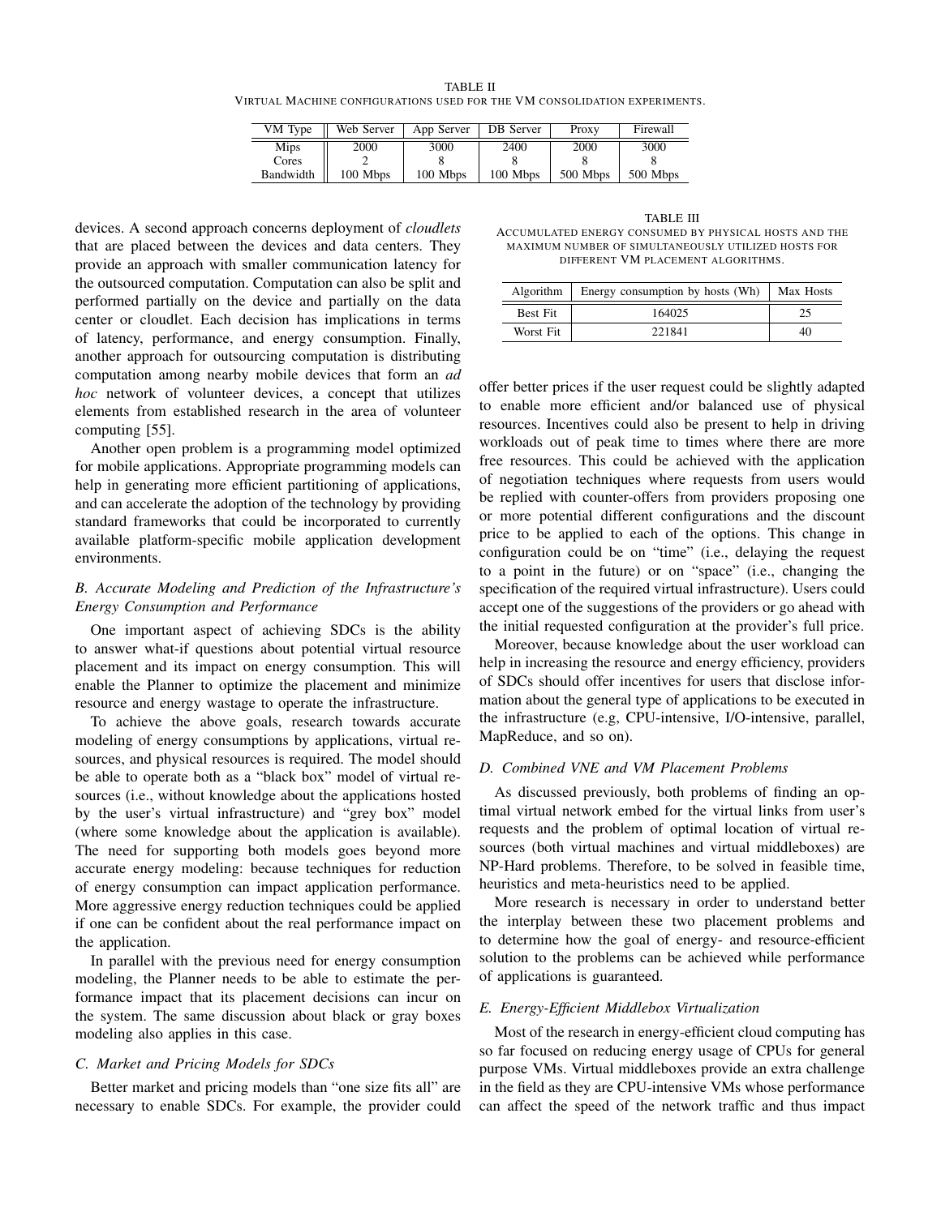TABLE II
VIRTUAL MACHINE CONFIGURATIONS USED FOR THE VM CONSOLIDATION EXPERIMENTS.

| VM Type | Web Server | App Server | DB Server | Proxy | Firewall |
|---|---|---|---|---|---|
| Mips | 2000 | 3000 | 2400 | 2000 | 3000 |
| Cores | 2 | 8 | 8 | 8 | 8 |
| Bandwidth | 100 Mbps | 100 Mbps | 100 Mbps | 500 Mbps | 500 Mbps |

devices. A second approach concerns deployment of *cloudlets* that are placed between the devices and data centers. They provide an approach with smaller communication latency for the outsourced computation. Computation can also be split and performed partially on the device and partially on the data center or cloudlet. Each decision has implications in terms of latency, performance, and energy consumption. Finally, another approach for outsourcing computation is distributing computation among nearby mobile devices that form an *ad hoc* network of volunteer devices, a concept that utilizes elements from established research in the area of volunteer computing [55].

Another open problem is a programming model optimized for mobile applications. Appropriate programming models can help in generating more efficient partitioning of applications, and can accelerate the adoption of the technology by providing standard frameworks that could be incorporated to currently available platform-specific mobile application development environments.

### B. Accurate Modeling and Prediction of the Infrastructure's Energy Consumption and Performance

One important aspect of achieving SDCs is the ability to answer what-if questions about potential virtual resource placement and its impact on energy consumption. This will enable the Planner to optimize the placement and minimize resource and energy wastage to operate the infrastructure.

To achieve the above goals, research towards accurate modeling of energy consumptions by applications, virtual resources, and physical resources is required. The model should be able to operate both as a "black box" model of virtual resources (i.e., without knowledge about the applications hosted by the user's virtual infrastructure) and "grey box" model (where some knowledge about the application is available). The need for supporting both models goes beyond more accurate energy modeling: because techniques for reduction of energy consumption can impact application performance. More aggressive energy reduction techniques could be applied if one can be confident about the real performance impact on the application.

In parallel with the previous need for energy consumption modeling, the Planner needs to be able to estimate the performance impact that its placement decisions can incur on the system. The same discussion about black or gray boxes modeling also applies in this case.

### C. Market and Pricing Models for SDCs

Better market and pricing models than "one size fits all" are necessary to enable SDCs. For example, the provider could offer better prices if the user request could be slightly adapted to enable more efficient and/or balanced use of physical resources. Incentives could also be present to help in driving workloads out of peak time to times where there are more free resources. This could be achieved with the application of negotiation techniques where requests from users would be replied with counter-offers from providers proposing one or more potential different configurations and the discount price to be applied to each of the options. This change in configuration could be on "time" (i.e., delaying the request to a point in the future) or on "space" (i.e., changing the specification of the required virtual infrastructure). Users could accept one of the suggestions of the providers or go ahead with the initial requested configuration at the provider's full price.

TABLE III
ACCUMULATED ENERGY CONSUMED BY PHYSICAL HOSTS AND THE MAXIMUM NUMBER OF SIMULTANEOUSLY UTILIZED HOSTS FOR DIFFERENT VM PLACEMENT ALGORITHMS.

| Algorithm | Energy consumption by hosts (Wh) | Max Hosts |
|---|---|---|
| Best Fit | 164025 | 25 |
| Worst Fit | 221841 | 40 |

Moreover, because knowledge about the user workload can help in increasing the resource and energy efficiency, providers of SDCs should offer incentives for users that disclose information about the general type of applications to be executed in the infrastructure (e.g, CPU-intensive, I/O-intensive, parallel, MapReduce, and so on).

### D. Combined VNE and VM Placement Problems

As discussed previously, both problems of finding an optimal virtual network embed for the virtual links from user's requests and the problem of optimal location of virtual resources (both virtual machines and virtual middleboxes) are NP-Hard problems. Therefore, to be solved in feasible time, heuristics and meta-heuristics need to be applied.

More research is necessary in order to understand better the interplay between these two placement problems and to determine how the goal of energy- and resource-efficient solution to the problems can be achieved while performance of applications is guaranteed.

### E. Energy-Efficient Middlebox Virtualization

Most of the research in energy-efficient cloud computing has so far focused on reducing energy usage of CPUs for general purpose VMs. Virtual middleboxes provide an extra challenge in the field as they are CPU-intensive VMs whose performance can affect the speed of the network traffic and thus impact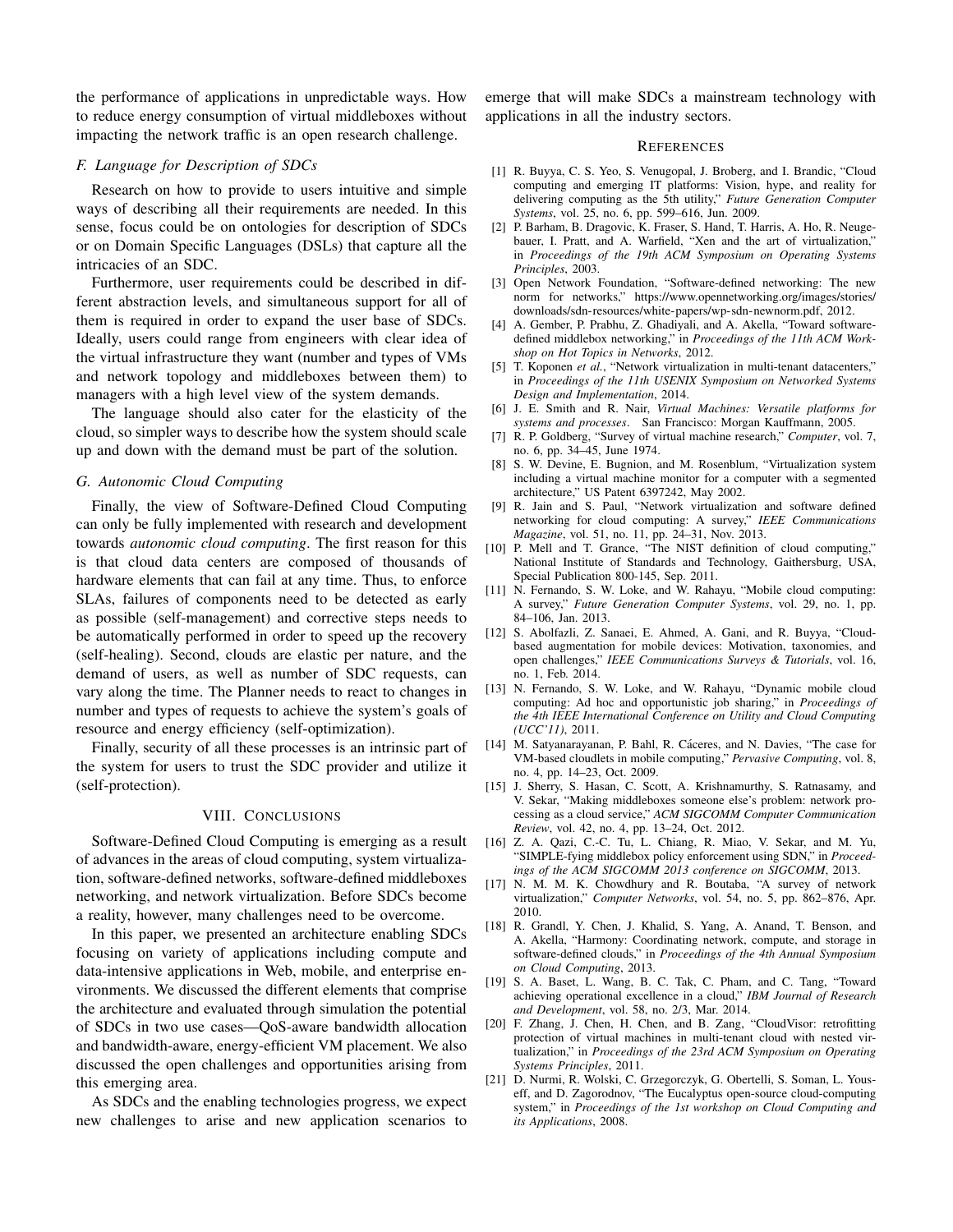the performance of applications in unpredictable ways. How to reduce energy consumption of virtual middleboxes without impacting the network traffic is an open research challenge.

### F. Language for Description of SDCs

Research on how to provide to users intuitive and simple ways of describing all their requirements are needed. In this sense, focus could be on ontologies for description of SDCs or on Domain Specific Languages (DSLs) that capture all the intricacies of an SDC.

Furthermore, user requirements could be described in different abstraction levels, and simultaneous support for all of them is required in order to expand the user base of SDCs. Ideally, users could range from engineers with clear idea of the virtual infrastructure they want (number and types of VMs and network topology and middleboxes between them) to managers with a high level view of the system demands.

The language should also cater for the elasticity of the cloud, so simpler ways to describe how the system should scale up and down with the demand must be part of the solution.

### G. Autonomic Cloud Computing

Finally, the view of Software-Defined Cloud Computing can only be fully implemented with research and development towards *autonomic cloud computing*. The first reason for this is that cloud data centers are composed of thousands of hardware elements that can fail at any time. Thus, to enforce SLAs, failures of components need to be detected as early as possible (self-management) and corrective steps needs to be automatically performed in order to speed up the recovery (self-healing). Second, clouds are elastic per nature, and the demand of users, as well as number of SDC requests, can vary along the time. The Planner needs to react to changes in number and types of requests to achieve the system's goals of resource and energy efficiency (self-optimization).

Finally, security of all these processes is an intrinsic part of the system for users to trust the SDC provider and utilize it (self-protection).

## VIII. Conclusions

Software-Defined Cloud Computing is emerging as a result of advances in the areas of cloud computing, system virtualization, software-defined networks, software-defined middleboxes networking, and network virtualization. Before SDCs become a reality, however, many challenges need to be overcome.

In this paper, we presented an architecture enabling SDCs focusing on variety of applications including compute and data-intensive applications in Web, mobile, and enterprise environments. We discussed the different elements that comprise the architecture and evaluated through simulation the potential of SDCs in two use cases—QoS-aware bandwidth allocation and bandwidth-aware, energy-efficient VM placement. We also discussed the open challenges and opportunities arising from this emerging area.

As SDCs and the enabling technologies progress, we expect new challenges to arise and new application scenarios to emerge that will make SDCs a mainstream technology with applications in all the industry sectors.

## References

[1] R. Buyya, C. S. Yeo, S. Venugopal, J. Broberg, and I. Brandic, "Cloud computing and emerging IT platforms: Vision, hype, and reality for delivering computing as the 5th utility," *Future Generation Computer Systems*, vol. 25, no. 6, pp. 599–616, Jun. 2009.

[2] P. Barham, B. Dragovic, K. Fraser, S. Hand, T. Harris, A. Ho, R. Neugebauer, I. Pratt, and A. Warfield, "Xen and the art of virtualization," in *Proceedings of the 19th ACM Symposium on Operating Systems Principles*, 2003.

[3] Open Network Foundation, "Software-defined networking: The new norm for networks," https://www.opennetworking.org/images/stories/downloads/sdn-resources/white-papers/wp-sdn-newnorm.pdf, 2012.

[4] A. Gember, P. Prabhu, Z. Ghadiyali, and A. Akella, "Toward software-defined middlebox networking," in *Proceedings of the 11th ACM Workshop on Hot Topics in Networks*, 2012.

[5] T. Koponen *et al.*, "Network virtualization in multi-tenant datacenters," in *Proceedings of the 11th USENIX Symposium on Networked Systems Design and Implementation*, 2014.

[6] J. E. Smith and R. Nair, *Virtual Machines: Versatile platforms for systems and processes*. San Francisco: Morgan Kauffmann, 2005.

[7] R. P. Goldberg, "Survey of virtual machine research," *Computer*, vol. 7, no. 6, pp. 34–45, June 1974.

[8] S. W. Devine, E. Bugnion, and M. Rosenblum, "Virtualization system including a virtual machine monitor for a computer with a segmented architecture," US Patent 6397242, May 2002.

[9] R. Jain and S. Paul, "Network virtualization and software defined networking for cloud computing: A survey," *IEEE Communications Magazine*, vol. 51, no. 11, pp. 24–31, Nov. 2013.

[10] P. Mell and T. Grance, "The NIST definition of cloud computing," National Institute of Standards and Technology, Gaithersburg, USA, Special Publication 800-145, Sep. 2011.

[11] N. Fernando, S. W. Loke, and W. Rahayu, "Mobile cloud computing: A survey," *Future Generation Computer Systems*, vol. 29, no. 1, pp. 84–106, Jan. 2013.

[12] S. Abolfazli, Z. Sanaei, E. Ahmed, A. Gani, and R. Buyya, "Cloud-based augmentation for mobile devices: Motivation, taxonomies, and open challenges," *IEEE Communications Surveys & Tutorials*, vol. 16, no. 1, Feb. 2014.

[13] N. Fernando, S. W. Loke, and W. Rahayu, "Dynamic mobile cloud computing: Ad hoc and opportunistic job sharing," in *Proceedings of the 4th IEEE International Conference on Utility and Cloud Computing (UCC'11)*, 2011.

[14] M. Satyanarayanan, P. Bahl, R. Cáceres, and N. Davies, "The case for VM-based cloudlets in mobile computing," *Pervasive Computing*, vol. 8, no. 4, pp. 14–23, Oct. 2009.

[15] J. Sherry, S. Hasan, C. Scott, A. Krishnamurthy, S. Ratnasamy, and V. Sekar, "Making middleboxes someone else's problem: network processing as a cloud service," *ACM SIGCOMM Computer Communication Review*, vol. 42, no. 4, pp. 13–24, Oct. 2012.

[16] Z. A. Qazi, C.-C. Tu, L. Chiang, R. Miao, V. Sekar, and M. Yu, "SIMPLE-fying middlebox policy enforcement using SDN," in *Proceedings of the ACM SIGCOMM 2013 conference on SIGCOMM*, 2013.

[17] N. M. M. K. Chowdhury and R. Boutaba, "A survey of network virtualization," *Computer Networks*, vol. 54, no. 5, pp. 862–876, Apr. 2010.

[18] R. Grandl, Y. Chen, J. Khalid, S. Yang, A. Anand, T. Benson, and A. Akella, "Harmony: Coordinating network, compute, and storage in software-defined clouds," in *Proceedings of the 4th Annual Symposium on Cloud Computing*, 2013.

[19] S. A. Baset, L. Wang, B. C. Tak, C. Pham, and C. Tang, "Toward achieving operational excellence in a cloud," *IBM Journal of Research and Development*, vol. 58, no. 2/3, Mar. 2014.

[20] F. Zhang, J. Chen, H. Chen, and B. Zang, "CloudVisor: retrofitting protection of virtual machines in multi-tenant cloud with nested virtualization," in *Proceedings of the 23rd ACM Symposium on Operating Systems Principles*, 2011.

[21] D. Nurmi, R. Wolski, C. Grzegorczyk, G. Obertelli, S. Soman, L. Youseff, and D. Zagorodnov, "The Eucalyptus open-source cloud-computing system," in *Proceedings of the 1st workshop on Cloud Computing and its Applications*, 2008.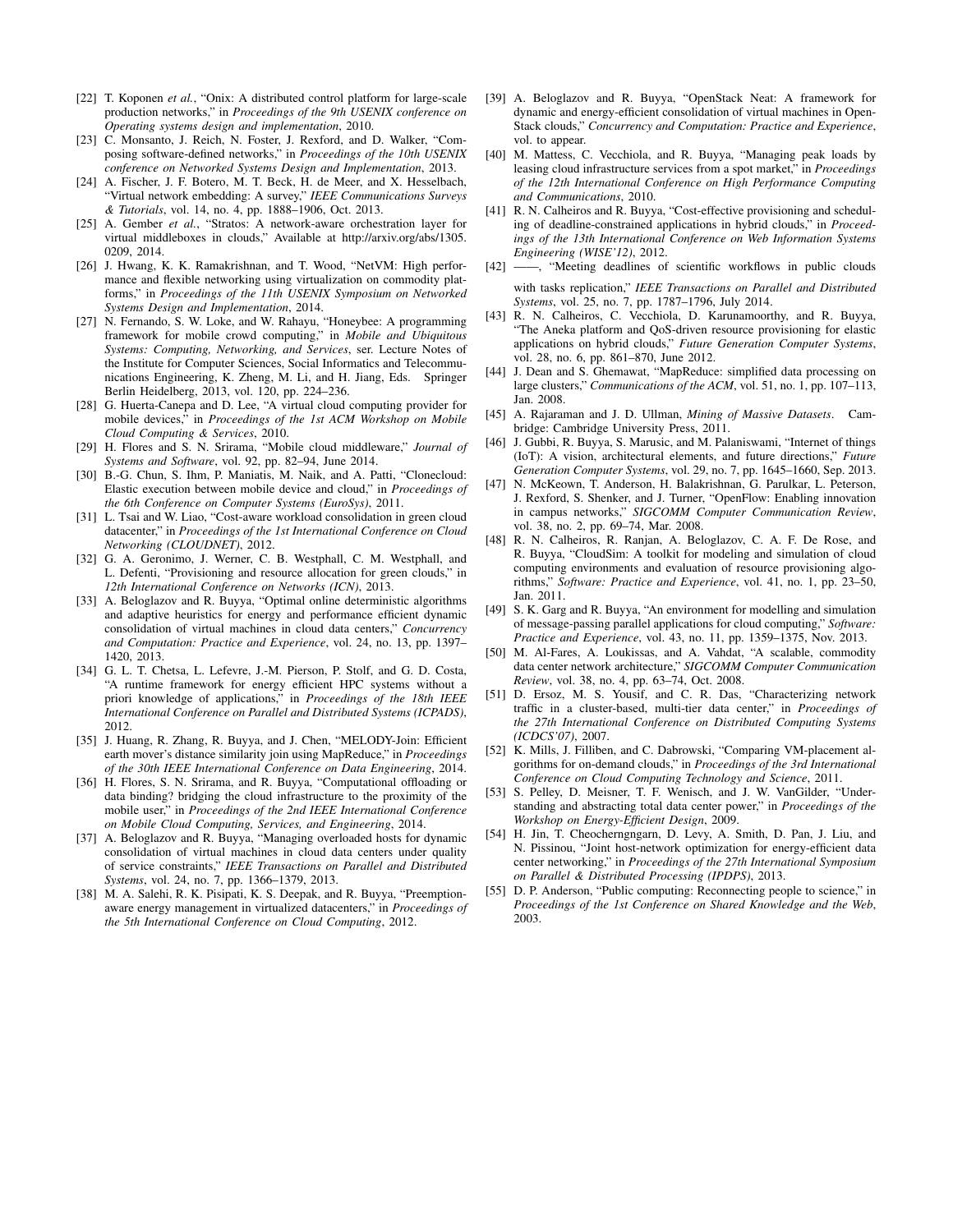[22] T. Koponen *et al.*, "Onix: A distributed control platform for large-scale production networks," in *Proceedings of the 9th USENIX conference on Operating systems design and implementation*, 2010.

[23] C. Monsanto, J. Reich, N. Foster, J. Rexford, and D. Walker, "Composing software-defined networks," in *Proceedings of the 10th USENIX conference on Networked Systems Design and Implementation*, 2013.

[24] A. Fischer, J. F. Botero, M. T. Beck, H. de Meer, and X. Hesselbach, "Virtual network embedding: A survey," *IEEE Communications Surveys & Tutorials*, vol. 14, no. 4, pp. 1888–1906, Oct. 2013.

[25] A. Gember *et al.*, "Stratos: A network-aware orchestration layer for virtual middleboxes in clouds," Available at http://arxiv.org/abs/1305.0209, 2014.

[26] J. Hwang, K. K. Ramakrishnan, and T. Wood, "NetVM: High performance and flexible networking using virtualization on commodity platforms," in *Proceedings of the 11th USENIX Symposium on Networked Systems Design and Implementation*, 2014.

[27] N. Fernando, S. W. Loke, and W. Rahayu, "Honeybee: A programming framework for mobile crowd computing," in *Mobile and Ubiquitous Systems: Computing, Networking, and Services*, ser. Lecture Notes of the Institute for Computer Sciences, Social Informatics and Telecommunications Engineering, K. Zheng, M. Li, and H. Jiang, Eds. Springer Berlin Heidelberg, 2013, vol. 120, pp. 224–236.

[28] G. Huerta-Canepa and D. Lee, "A virtual cloud computing provider for mobile devices," in *Proceedings of the 1st ACM Workshop on Mobile Cloud Computing & Services*, 2010.

[29] H. Flores and S. N. Srirama, "Mobile cloud middleware," *Journal of Systems and Software*, vol. 92, pp. 82–94, June 2014.

[30] B.-G. Chun, S. Ihm, P. Maniatis, M. Naik, and A. Patti, "Clonecloud: Elastic execution between mobile device and cloud," in *Proceedings of the 6th Conference on Computer Systems (EuroSys)*, 2011.

[31] L. Tsai and W. Liao, "Cost-aware workload consolidation in green cloud datacenter," in *Proceedings of the 1st International Conference on Cloud Networking (CLOUDNET)*, 2012.

[32] G. A. Geronimo, J. Werner, C. B. Westphall, C. M. Westphall, and L. Defenti, "Provisioning and resource allocation for green clouds," in *12th International Conference on Networks (ICN)*, 2013.

[33] A. Beloglazov and R. Buyya, "Optimal online deterministic algorithms and adaptive heuristics for energy and performance efficient dynamic consolidation of virtual machines in cloud data centers," *Concurrency and Computation: Practice and Experience*, vol. 24, no. 13, pp. 1397–1420, 2013.

[34] G. L. T. Chetsa, L. Lefevre, J.-M. Pierson, P. Stolf, and G. D. Costa, "A runtime framework for energy efficient HPC systems without a priori knowledge of applications," in *Proceedings of the 18th IEEE International Conference on Parallel and Distributed Systems (ICPADS)*, 2012.

[35] J. Huang, R. Zhang, R. Buyya, and J. Chen, "MELODY-Join: Efficient earth mover's distance similarity join using MapReduce," in *Proceedings of the 30th IEEE International Conference on Data Engineering*, 2014.

[36] H. Flores, S. N. Srirama, and R. Buyya, "Computational offloading or data binding? bridging the cloud infrastructure to the proximity of the mobile user," in *Proceedings of the 2nd IEEE International Conference on Mobile Cloud Computing, Services, and Engineering*, 2014.

[37] A. Beloglazov and R. Buyya, "Managing overloaded hosts for dynamic consolidation of virtual machines in cloud data centers under quality of service constraints," *IEEE Transactions on Parallel and Distributed Systems*, vol. 24, no. 7, pp. 1366–1379, 2013.

[38] M. A. Salehi, R. K. Pisipati, K. S. Deepak, and R. Buyya, "Preemption-aware energy management in virtualized datacenters," in *Proceedings of the 5th International Conference on Cloud Computing*, 2012.

[39] A. Beloglazov and R. Buyya, "OpenStack Neat: A framework for dynamic and energy-efficient consolidation of virtual machines in OpenStack clouds," *Concurrency and Computation: Practice and Experience*, vol. to appear.

[40] M. Mattess, C. Vecchiola, and R. Buyya, "Managing peak loads by leasing cloud infrastructure services from a spot market," in *Proceedings of the 12th International Conference on High Performance Computing and Communications*, 2010.

[41] R. N. Calheiros and R. Buyya, "Cost-effective provisioning and scheduling of deadline-constrained applications in hybrid clouds," in *Proceedings of the 13th International Conference on Web Information Systems Engineering (WISE'12)*, 2012.

[42] ——, "Meeting deadlines of scientific workflows in public clouds with tasks replication," *IEEE Transactions on Parallel and Distributed Systems*, vol. 25, no. 7, pp. 1787–1796, July 2014.

[43] R. N. Calheiros, C. Vecchiola, D. Karunamoorthy, and R. Buyya, "The Aneka platform and QoS-driven resource provisioning for elastic applications on hybrid clouds," *Future Generation Computer Systems*, vol. 28, no. 6, pp. 861–870, June 2012.

[44] J. Dean and S. Ghemawat, "MapReduce: simplified data processing on large clusters," *Communications of the ACM*, vol. 51, no. 1, pp. 107–113, Jan. 2008.

[45] A. Rajaraman and J. D. Ullman, *Mining of Massive Datasets*. Cambridge: Cambridge University Press, 2011.

[46] J. Gubbi, R. Buyya, S. Marusic, and M. Palaniswami, "Internet of things (IoT): A vision, architectural elements, and future directions," *Future Generation Computer Systems*, vol. 29, no. 7, pp. 1645–1660, Sep. 2013.

[47] N. McKeown, T. Anderson, H. Balakrishnan, G. Parulkar, L. Peterson, J. Rexford, S. Shenker, and J. Turner, "OpenFlow: Enabling innovation in campus networks," *SIGCOMM Computer Communication Review*, vol. 38, no. 2, pp. 69–74, Mar. 2008.

[48] R. N. Calheiros, R. Ranjan, A. Beloglazov, C. A. F. De Rose, and R. Buyya, "CloudSim: A toolkit for modeling and simulation of cloud computing environments and evaluation of resource provisioning algorithms," *Software: Practice and Experience*, vol. 41, no. 1, pp. 23–50, Jan. 2011.

[49] S. K. Garg and R. Buyya, "An environment for modelling and simulation of message-passing parallel applications for cloud computing," *Software: Practice and Experience*, vol. 43, no. 11, pp. 1359–1375, Nov. 2013.

[50] M. Al-Fares, A. Loukissas, and A. Vahdat, "A scalable, commodity data center network architecture," *SIGCOMM Computer Communication Review*, vol. 38, no. 4, pp. 63–74, Oct. 2008.

[51] D. Ersoz, M. S. Yousif, and C. R. Das, "Characterizing network traffic in a cluster-based, multi-tier data center," in *Proceedings of the 27th International Conference on Distributed Computing Systems (ICDCS'07)*, 2007.

[52] K. Mills, J. Filliben, and C. Dabrowski, "Comparing VM-placement algorithms for on-demand clouds," in *Proceedings of the 3rd International Conference on Cloud Computing Technology and Science*, 2011.

[53] S. Pelley, D. Meisner, T. F. Wenisch, and J. W. VanGilder, "Understanding and abstracting total data center power," in *Proceedings of the Workshop on Energy-Efficient Design*, 2009.

[54] H. Jin, T. Cheocherngngarn, D. Levy, A. Smith, D. Pan, J. Liu, and N. Pissinou, "Joint host-network optimization for energy-efficient data center networking," in *Proceedings of the 27th International Symposium on Parallel & Distributed Processing (IPDPS)*, 2013.

[55] D. P. Anderson, "Public computing: Reconnecting people to science," in *Proceedings of the 1st Conference on Shared Knowledge and the Web*, 2003.